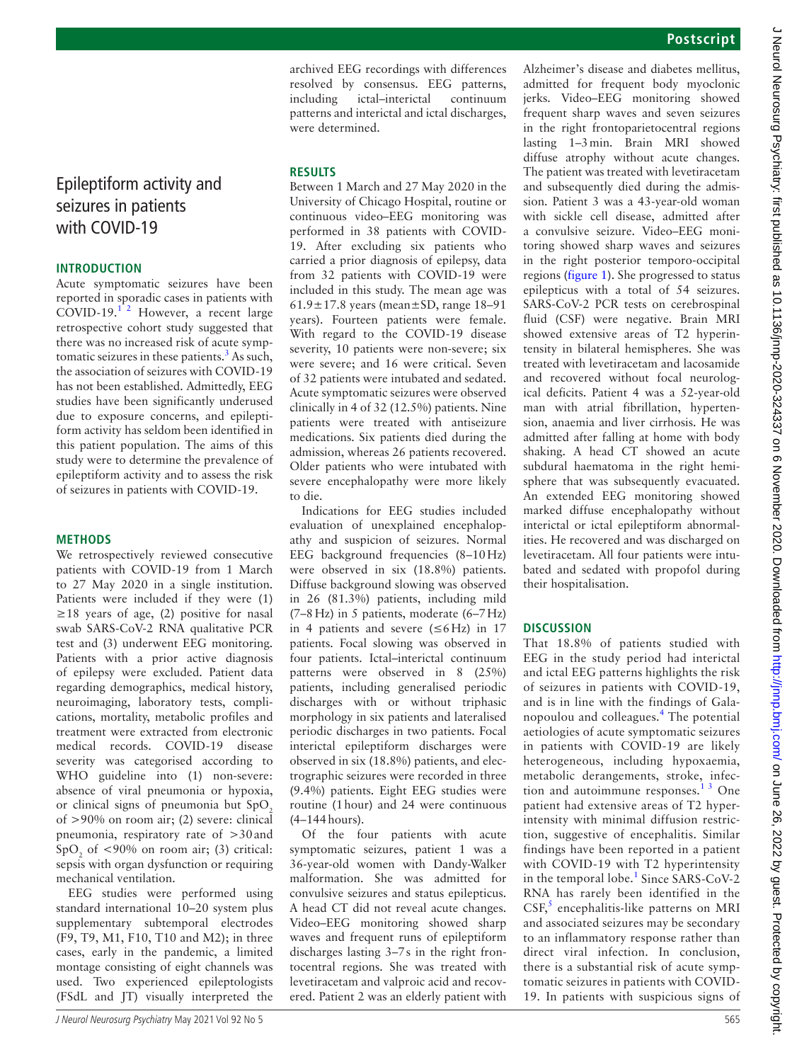# Epileptiform activity and seizures in patients with COVID-19

## INTRODUCTION

Acute symptomatic seizures have been reported in sporadic cases in patients with COVID-19.[1,2] However, a recent large retrospective cohort study suggested that there was no increased risk of acute symptomatic seizures in these patients.[3] As such, the association of seizures with COVID-19 has not been established. Admittedly, EEG studies have been significantly underused due to exposure concerns, and epileptiform activity has seldom been identified in this patient population. The aims of this study were to determine the prevalence of epileptiform activity and to assess the risk of seizures in patients with COVID-19.

## METHODS

We retrospectively reviewed consecutive patients with COVID-19 from 1 March to 27 May 2020 in a single institution. Patients were included if they were (1) ≥18 years of age, (2) positive for nasal swab SARS-CoV-2 RNA qualitative PCR test and (3) underwent EEG monitoring. Patients with a prior active diagnosis of epilepsy were excluded. Patient data regarding demographics, medical history, neuroimaging, laboratory tests, complications, mortality, metabolic profiles and treatment were extracted from electronic medical records. COVID-19 disease severity was categorised according to WHO guideline into (1) non-severe: absence of viral pneumonia or hypoxia, or clinical signs of pneumonia but $SpO_2$ of >90% on room air; (2) severe: clinical pneumonia, respiratory rate of >30 and $SpO_2$ of <90% on room air; (3) critical: sepsis with organ dysfunction or requiring mechanical ventilation.

EEG studies were performed using standard international 10–20 system plus supplementary subtemporal electrodes (F9, T9, M1, F10, T10 and M2); in three cases, early in the pandemic, a limited montage consisting of eight channels was used. Two experienced epileptologists (FSdL and JT) visually interpreted the archived EEG recordings with differences resolved by consensus. EEG patterns, including ictal–interictal continuum patterns and interictal and ictal discharges, were determined.

## RESULTS

Between 1 March and 27 May 2020 in the University of Chicago Hospital, routine or continuous video–EEG monitoring was performed in 38 patients with COVID-19. After excluding six patients who carried a prior diagnosis of epilepsy, data from 32 patients with COVID-19 were included in this study. The mean age was 61.9±17.8 years (mean±SD, range 18–91 years). Fourteen patients were female. With regard to the COVID-19 disease severity, 10 patients were non-severe; six were severe; and 16 were critical. Seven of 32 patients were intubated and sedated. Acute symptomatic seizures were observed clinically in 4 of 32 (12.5%) patients. Nine patients were treated with antiseizure medications. Six patients died during the admission, whereas 26 patients recovered. Older patients who were intubated with severe encephalopathy were more likely to die.

Indications for EEG studies included evaluation of unexplained encephalopathy and suspicion of seizures. Normal EEG background frequencies (8–10 Hz) were observed in six (18.8%) patients. Diffuse background slowing was observed in 26 (81.3%) patients, including mild (7–8 Hz) in 5 patients, moderate (6–7 Hz) in 4 patients and severe (≤6 Hz) in 17 patients. Focal slowing was observed in four patients. Ictal–interictal continuum patterns were observed in 8 (25%) patients, including generalised periodic discharges with or without triphasic morphology in six patients and lateralised periodic discharges in two patients. Focal interictal epileptiform discharges were observed in six (18.8%) patients, and electrographic seizures were recorded in three (9.4%) patients. Eight EEG studies were routine (1 hour) and 24 were continuous (4–144 hours).

Of the four patients with acute symptomatic seizures, patient 1 was a 36-year-old women with Dandy-Walker malformation. She was admitted for convulsive seizures and status epilepticus. A head CT did not reveal acute changes. Video–EEG monitoring showed sharp waves and frequent runs of epileptiform discharges lasting 3–7 s in the right frontocentral regions. She was treated with levetiracetam and valproic acid and recovered. Patient 2 was an elderly patient with Alzheimer's disease and diabetes mellitus, admitted for frequent body myoclonic jerks. Video–EEG monitoring showed frequent sharp waves and seven seizures in the right frontoparietocentral regions lasting 1–3 min. Brain MRI showed diffuse atrophy without acute changes. The patient was treated with levetiracetam and subsequently died during the admission. Patient 3 was a 43-year-old woman with sickle cell disease, admitted after a convulsive seizure. Video–EEG monitoring showed sharp waves and seizures in the right posterior temporo-occipital regions (figure 1). She progressed to status epilepticus with a total of 54 seizures. SARS-CoV-2 PCR tests on cerebrospinal fluid (CSF) were negative. Brain MRI showed extensive areas of T2 hyperintensity in bilateral hemispheres. She was treated with levetiracetam and lacosamide and recovered without focal neurological deficits. Patient 4 was a 52-year-old man with atrial fibrillation, hypertension, anaemia and liver cirrhosis. He was admitted after falling at home with body shaking. A head CT showed an acute subdural haematoma in the right hemisphere that was subsequently evacuated. An extended EEG monitoring showed marked diffuse encephalopathy without interictal or ictal epileptiform abnormalities. He recovered and was discharged on levetiracetam. All four patients were intubated and sedated with propofol during their hospitalisation.

## DISCUSSION

That 18.8% of patients studied with EEG in the study period had interictal and ictal EEG patterns highlights the risk of seizures in patients with COVID-19, and is in line with the findings of Galanopoulou and colleagues.[4] The potential aetiologies of acute symptomatic seizures in patients with COVID-19 are likely heterogeneous, including hypoxaemia, metabolic derangements, stroke, infection and autoimmune responses.[1,3] One patient had extensive areas of T2 hyperintensity with minimal diffusion restriction, suggestive of encephalitis. Similar findings have been reported in a patient with COVID-19 with T2 hyperintensity in the temporal lobe.[1] Since SARS-CoV-2 RNA has rarely been identified in the CSF,[5] encephalitis-like patterns on MRI and associated seizures may be secondary to an inflammatory response rather than direct viral infection. In conclusion, there is a substantial risk of acute symptomatic seizures in patients with COVID-19. In patients with suspicious signs of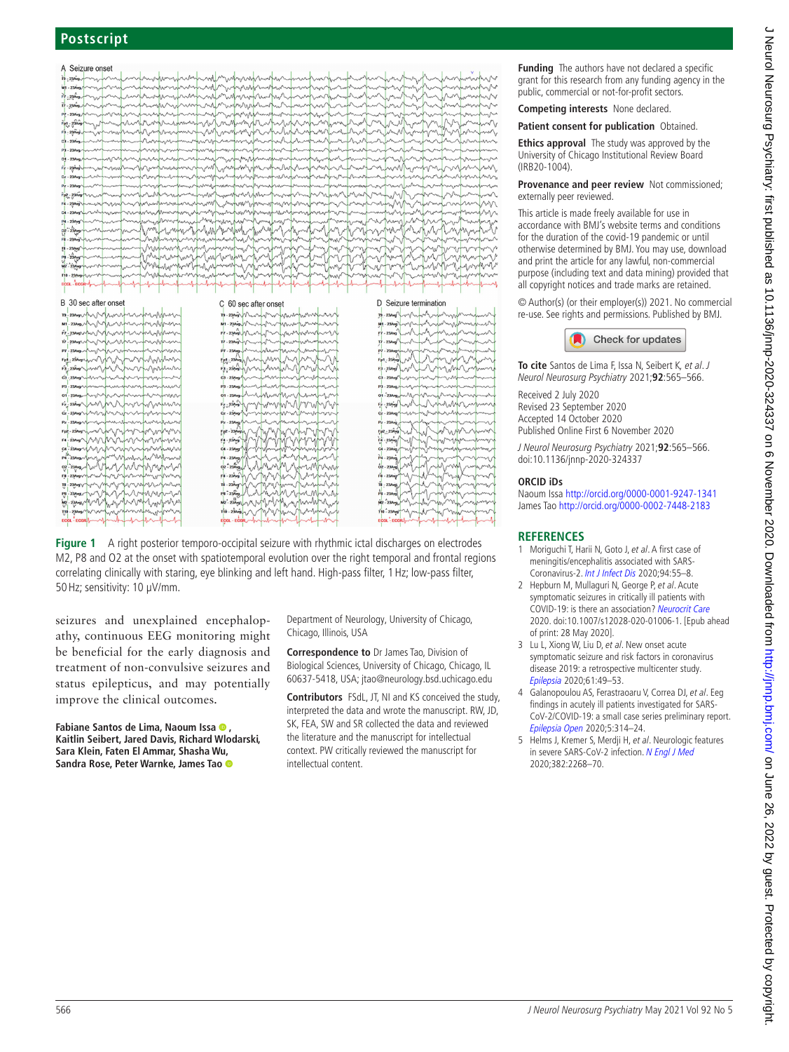## Postscript

A Seizure onset

B 30 sec after onset

C 60 sec after onset

D Seizure termination

**Figure 1** A right posterior temporo-occipital seizure with rhythmic ictal discharges on electrodes M2, P8 and O2 at the onset with spatiotemporal evolution over the right temporal and frontal regions correlating clinically with staring, eye blinking and left hand. High-pass filter, 1 Hz; low-pass filter, 50 Hz; sensitivity: 10 µV/mm.

seizures and unexplained encephalopathy, continuous EEG monitoring might be beneficial for the early diagnosis and treatment of non-convulsive seizures and status epilepticus, and may potentially improve the clinical outcomes.

**Fabiane Santos de Lima, Naoum Issa, Kaitlin Seibert, Jared Davis, Richard Wlodarski, Sara Klein, Faten El Ammar, Shasha Wu, Sandra Rose, Peter Warnke, James Tao**

Department of Neurology, University of Chicago, Chicago, Illinois, USA

**Correspondence to** Dr James Tao, Division of Biological Sciences, University of Chicago, Chicago, IL 60637-5418, USA; jtao@neurology.bsd.uchicago.edu

**Contributors** FSdL, JT, NI and KS conceived the study, interpreted the data and wrote the manuscript. RW, JD, SK, FEA, SW and SR collected the data and reviewed the literature and the manuscript for intellectual context. PW critically reviewed the manuscript for intellectual content.

**Funding** The authors have not declared a specific grant for this research from any funding agency in the public, commercial or not-for-profit sectors.

**Competing interests** None declared.

**Patient consent for publication** Obtained.

**Ethics approval** The study was approved by the University of Chicago Institutional Review Board (IRB20-1004).

**Provenance and peer review** Not commissioned; externally peer reviewed.

This article is made freely available for use in accordance with BMJ's website terms and conditions for the duration of the covid-19 pandemic or until otherwise determined by BMJ. You may use, download and print the article for any lawful, non-commercial purpose (including text and data mining) provided that all copyright notices and trade marks are retained.

© Author(s) (or their employer(s)) 2021. No commercial re-use. See rights and permissions. Published by BMJ.

**To cite** Santos de Lima F, Issa N, Seibert K, *et al*. *J Neurol Neurosurg Psychiatry* 2021;**92**:565–566.

Received 2 July 2020
Revised 23 September 2020
Accepted 14 October 2020
Published Online First 6 November 2020

*J Neurol Neurosurg Psychiatry* 2021;**92**:565–566.
doi:10.1136/jnnp-2020-324337

**ORCID iDs**

Naoum Issa http://orcid.org/0000-0001-9247-1341
James Tao http://orcid.org/0000-0002-7448-2183

## REFERENCES

1. Moriguchi T, Harii N, Goto J, *et al*. A first case of meningitis/encephalitis associated with SARS-Coronavirus-2. *Int J Infect Dis* 2020;94:55–8.
2. Hepburn M, Mullaguri N, George P, *et al*. Acute symptomatic seizures in critically ill patients with COVID-19: is there an association? *Neurocrit Care* 2020. doi:10.1007/s12028-020-01006-1. [Epub ahead of print: 28 May 2020].
3. Lu L, Xiong W, Liu D, *et al*. New onset acute symptomatic seizure and risk factors in coronavirus disease 2019: a retrospective multicenter study. *Epilepsia* 2020;61:49–53.
4. Galanopoulou AS, Ferastraoaru V, Correa DJ, *et al*. Eeg findings in acutely ill patients investigated for SARS-CoV-2/COVID-19: a small case series preliminary report. *Epilepsia Open* 2020;5:314–24.
5. Helms J, Kremer S, Merdji H, *et al*. Neurologic features in severe SARS-CoV-2 infection. *N Engl J Med* 2020;382:2268–70.